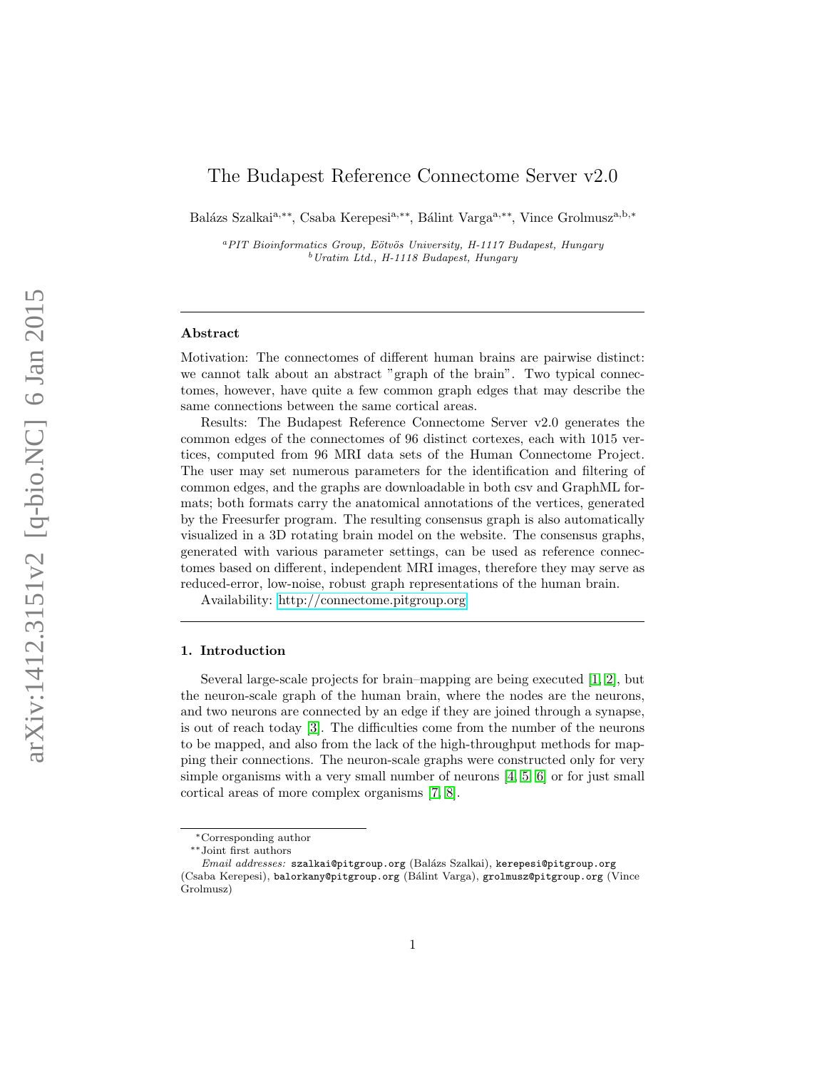# The Budapest Reference Connectome Server v2.0

Balázs Szalkai[a,**], Csaba Kerepesi[a,**], Bálint Varga[a,**], Vince Grolmusz[a,b,*]

[a] *PIT Bioinformatics Group, Eötvös University, H-1117 Budapest, Hungary*
[b] *Uratim Ltd., H-1118 Budapest, Hungary*

---

### Abstract

Motivation: The connectomes of different human brains are pairwise distinct: we cannot talk about an abstract "graph of the brain". Two typical connectomes, however, have quite a few common graph edges that may describe the same connections between the same cortical areas.

Results: The Budapest Reference Connectome Server v2.0 generates the common edges of the connectomes of 96 distinct cortexes, each with 1015 vertices, computed from 96 MRI data sets of the Human Connectome Project. The user may set numerous parameters for the identification and filtering of common edges, and the graphs are downloadable in both csv and GraphML formats; both formats carry the anatomical annotations of the vertices, generated by the Freesurfer program. The resulting consensus graph is also automatically visualized in a 3D rotating brain model on the website. The consensus graphs, generated with various parameter settings, can be used as reference connectomes based on different, independent MRI images, therefore they may serve as reduced-error, low-noise, robust graph representations of the human brain.

Availability: http://connectome.pitgroup.org

---

## 1. Introduction

Several large-scale projects for brain–mapping are being executed [1, 2], but the neuron-scale graph of the human brain, where the nodes are the neurons, and two neurons are connected by an edge if they are joined through a synapse, is out of reach today [3]. The difficulties come from the number of the neurons to be mapped, and also from the lack of the high-throughput methods for mapping their connections. The neuron-scale graphs were constructed only for very simple organisms with a very small number of neurons [4, 5, 6] or for just small cortical areas of more complex organisms [7, 8].

---

[*] Corresponding author
[**] Joint first authors

*Email addresses:* szalkai@pitgroup.org (Balázs Szalkai), kerepesi@pitgroup.org (Csaba Kerepesi), balorkany@pitgroup.org (Bálint Varga), grolmusz@pitgroup.org (Vince Grolmusz)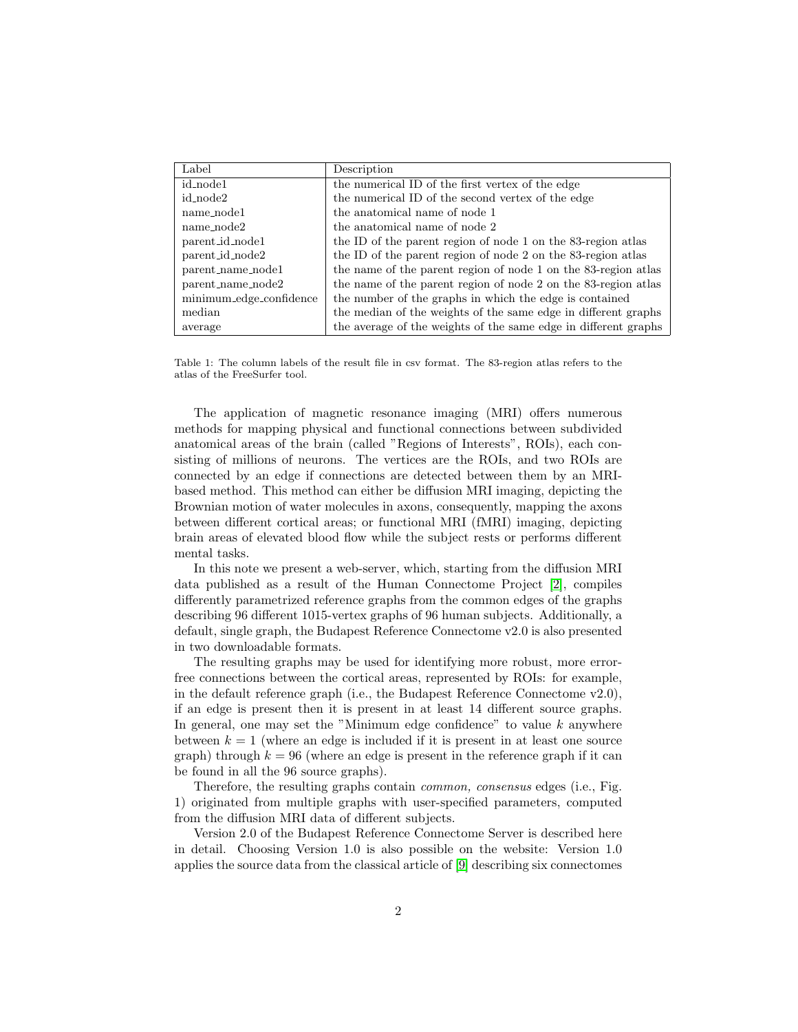| Label | Description |
| --- | --- |
| id_node1 | the numerical ID of the first vertex of the edge |
| id_node2 | the numerical ID of the second vertex of the edge |
| name_node1 | the anatomical name of node 1 |
| name_node2 | the anatomical name of node 2 |
| parent_id_node1 | the ID of the parent region of node 1 on the 83-region atlas |
| parent_id_node2 | the ID of the parent region of node 2 on the 83-region atlas |
| parent_name_node1 | the name of the parent region of node 1 on the 83-region atlas |
| parent_name_node2 | the name of the parent region of node 2 on the 83-region atlas |
| minimum_edge_confidence | the number of the graphs in which the edge is contained |
| median | the median of the weights of the same edge in different graphs |
| average | the average of the weights of the same edge in different graphs |

Table 1: The column labels of the result file in csv format. The 83-region atlas refers to the atlas of the FreeSurfer tool.

The application of magnetic resonance imaging (MRI) offers numerous methods for mapping physical and functional connections between subdivided anatomical areas of the brain (called "Regions of Interests", ROIs), each consisting of millions of neurons. The vertices are the ROIs, and two ROIs are connected by an edge if connections are detected between them by an MRI-based method. This method can either be diffusion MRI imaging, depicting the Brownian motion of water molecules in axons, consequently, mapping the axons between different cortical areas; or functional MRI (fMRI) imaging, depicting brain areas of elevated blood flow while the subject rests or performs different mental tasks.

In this note we present a web-server, which, starting from the diffusion MRI data published as a result of the Human Connectome Project [2], compiles differently parametrized reference graphs from the common edges of the graphs describing 96 different 1015-vertex graphs of 96 human subjects. Additionally, a default, single graph, the Budapest Reference Connectome v2.0 is also presented in two downloadable formats.

The resulting graphs may be used for identifying more robust, more error-free connections between the cortical areas, represented by ROIs: for example, in the default reference graph (i.e., the Budapest Reference Connectome v2.0), if an edge is present then it is present in at least 14 different source graphs. In general, one may set the "Minimum edge confidence" to value $k$ anywhere between $k = 1$ (where an edge is included if it is present in at least one source graph) through $k = 96$ (where an edge is present in the reference graph if it can be found in all the 96 source graphs).

Therefore, the resulting graphs contain *common, consensus* edges (i.e., Fig. 1) originated from multiple graphs with user-specified parameters, computed from the diffusion MRI data of different subjects.

Version 2.0 of the Budapest Reference Connectome Server is described here in detail. Choosing Version 1.0 is also possible on the website: Version 1.0 applies the source data from the classical article of [9] describing six connectomes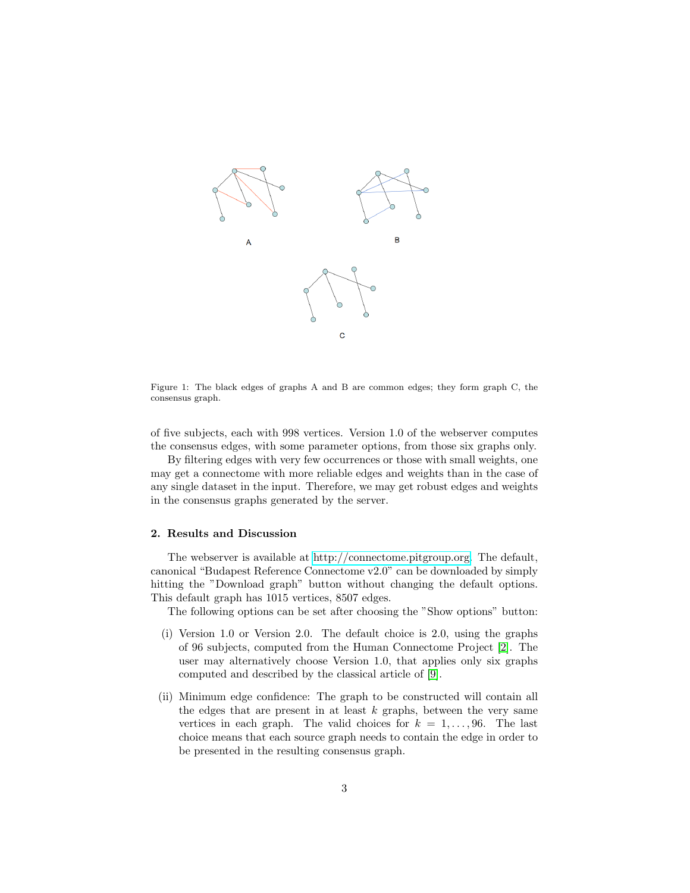Figure 1: The black edges of graphs A and B are common edges; they form graph C, the consensus graph.

of five subjects, each with 998 vertices. Version 1.0 of the webserver computes the consensus edges, with some parameter options, from those six graphs only.

By filtering edges with very few occurrences or those with small weights, one may get a connectome with more reliable edges and weights than in the case of any single dataset in the input. Therefore, we may get robust edges and weights in the consensus graphs generated by the server.

## 2. Results and Discussion

The webserver is available at http://connectome.pitgroup.org. The default, canonical "Budapest Reference Connectome v2.0" can be downloaded by simply hitting the "Download graph" button without changing the default options. This default graph has 1015 vertices, 8507 edges.

The following options can be set after choosing the "Show options" button:

(i) Version 1.0 or Version 2.0. The default choice is 2.0, using the graphs of 96 subjects, computed from the Human Connectome Project [2]. The user may alternatively choose Version 1.0, that applies only six graphs computed and described by the classical article of [9].

(ii) Minimum edge confidence: The graph to be constructed will contain all the edges that are present in at least $k$ graphs, between the very same vertices in each graph. The valid choices for $k = 1, \ldots, 96$. The last choice means that each source graph needs to contain the edge in order to be presented in the resulting consensus graph.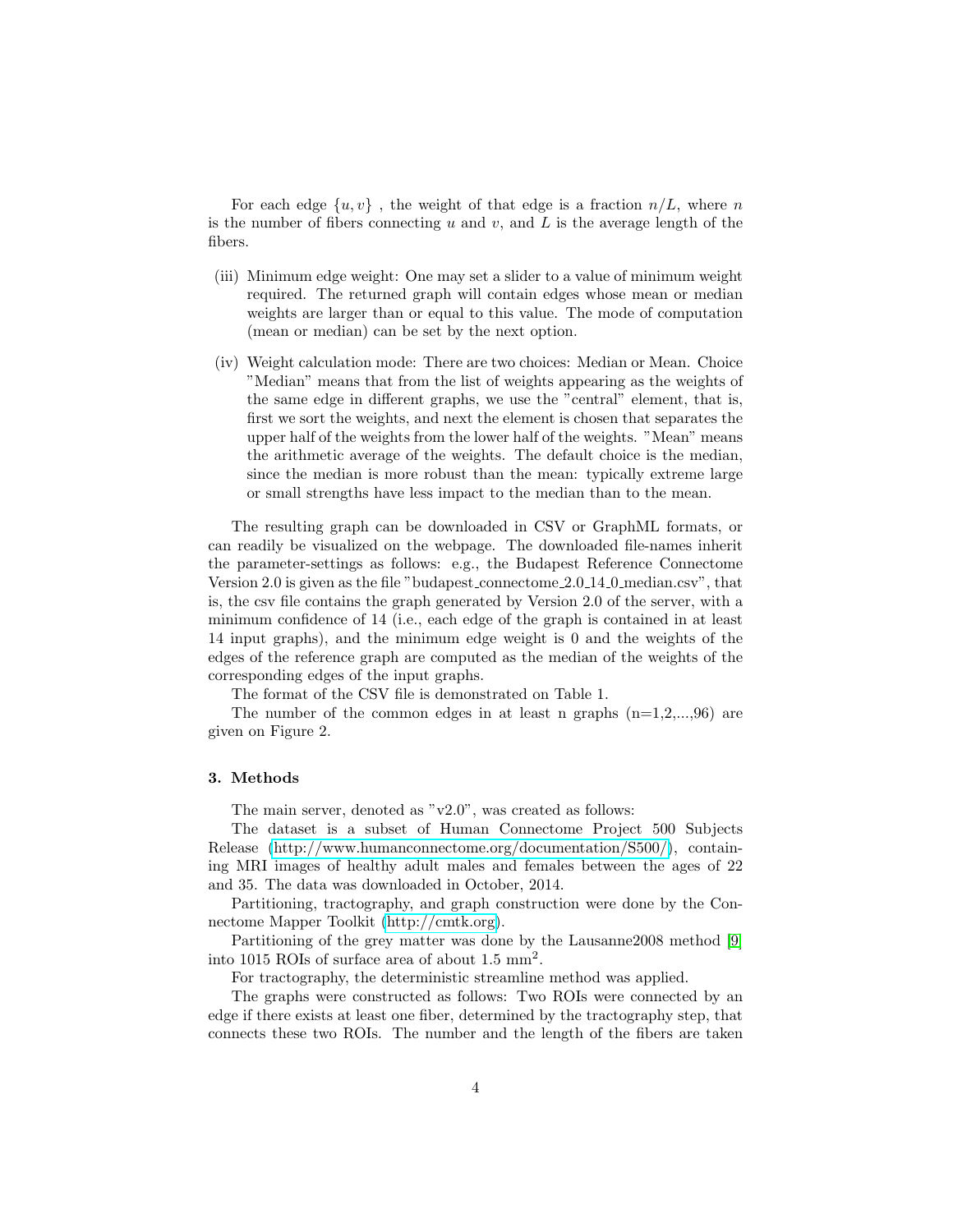For each edge $\{u, v\}$ , the weight of that edge is a fraction $n/L$, where $n$ is the number of fibers connecting $u$ and $v$, and $L$ is the average length of the fibers.

(iii) Minimum edge weight: One may set a slider to a value of minimum weight required. The returned graph will contain edges whose mean or median weights are larger than or equal to this value. The mode of computation (mean or median) can be set by the next option.

(iv) Weight calculation mode: There are two choices: Median or Mean. Choice "Median" means that from the list of weights appearing as the weights of the same edge in different graphs, we use the "central" element, that is, first we sort the weights, and next the element is chosen that separates the upper half of the weights from the lower half of the weights. "Mean" means the arithmetic average of the weights. The default choice is the median, since the median is more robust than the mean: typically extreme large or small strengths have less impact to the median than to the mean.

The resulting graph can be downloaded in CSV or GraphML formats, or can readily be visualized on the webpage. The downloaded file-names inherit the parameter-settings as follows: e.g., the Budapest Reference Connectome Version 2.0 is given as the file "budapest_connectome_2.0_14_0_median.csv", that is, the csv file contains the graph generated by Version 2.0 of the server, with a minimum confidence of 14 (i.e., each edge of the graph is contained in at least 14 input graphs), and the minimum edge weight is 0 and the weights of the edges of the reference graph are computed as the median of the weights of the corresponding edges of the input graphs.

The format of the CSV file is demonstrated on Table 1.

The number of the common edges in at least n graphs (n=1,2,...,96) are given on Figure 2.

## 3. Methods

The main server, denoted as "v2.0", was created as follows:

The dataset is a subset of Human Connectome Project 500 Subjects Release (http://www.humanconnectome.org/documentation/S500/), containing MRI images of healthy adult males and females between the ages of 22 and 35. The data was downloaded in October, 2014.

Partitioning, tractography, and graph construction were done by the Connectome Mapper Toolkit (http://cmtk.org).

Partitioning of the grey matter was done by the Lausanne2008 method [9] into 1015 ROIs of surface area of about 1.5 mm$^2$.

For tractography, the deterministic streamline method was applied.

The graphs were constructed as follows: Two ROIs were connected by an edge if there exists at least one fiber, determined by the tractography step, that connects these two ROIs. The number and the length of the fibers are taken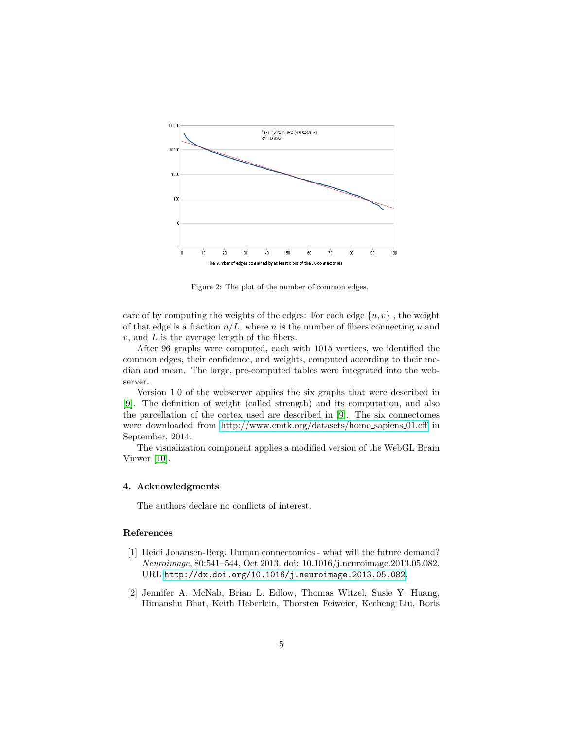Figure 2: The plot of the number of common edges.

care of by computing the weights of the edges: For each edge $\{u, v\}$ , the weight of that edge is a fraction $n/L$, where $n$ is the number of fibers connecting $u$ and $v$, and $L$ is the average length of the fibers.

After 96 graphs were computed, each with 1015 vertices, we identified the common edges, their confidence, and weights, computed according to their median and mean. The large, pre-computed tables were integrated into the webserver.

Version 1.0 of the webserver applies the six graphs that were described in [9]. The definition of weight (called strength) and its computation, and also the parcellation of the cortex used are described in [9]. The six connectomes were downloaded from http://www.cmtk.org/datasets/homo_sapiens_01.cff in September, 2014.

The visualization component applies a modified version of the WebGL Brain Viewer [10].

## 4. Acknowledgments

The authors declare no conflicts of interest.

## References

[1] Heidi Johansen-Berg. Human connectomics - what will the future demand? *Neuroimage*, 80:541–544, Oct 2013. doi: 10.1016/j.neuroimage.2013.05.082. URL `http://dx.doi.org/10.1016/j.neuroimage.2013.05.082`.

[2] Jennifer A. McNab, Brian L. Edlow, Thomas Witzel, Susie Y. Huang, Himanshu Bhat, Keith Heberlein, Thorsten Feiweier, Kecheng Liu, Boris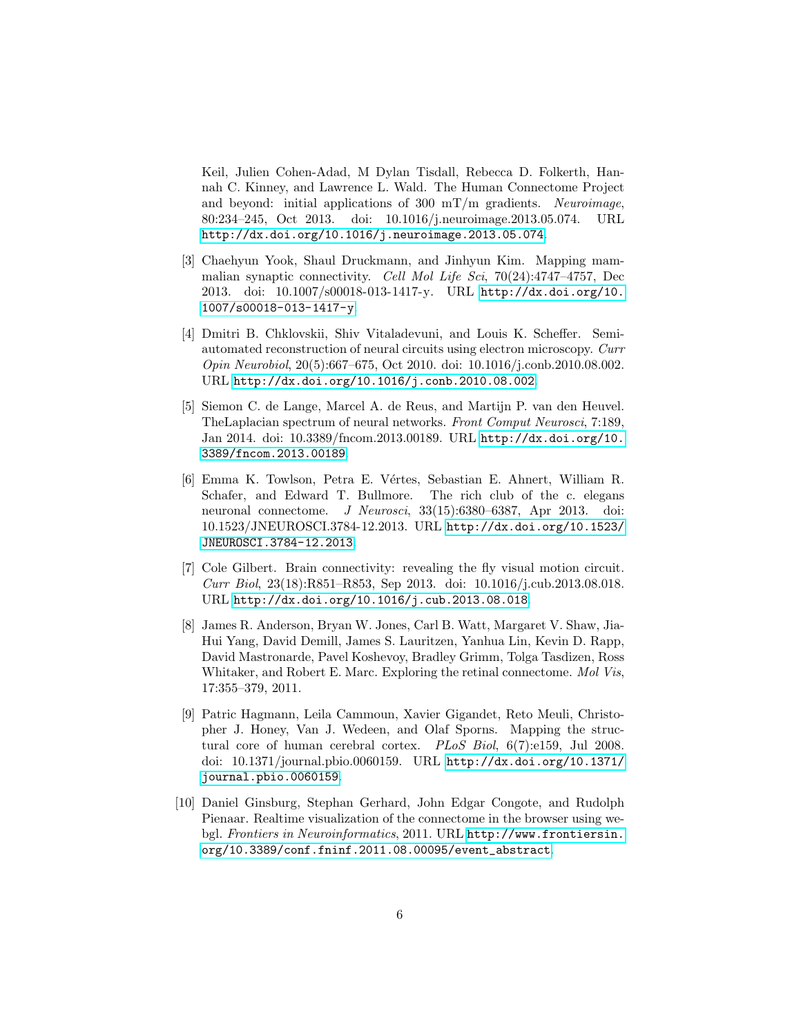Keil, Julien Cohen-Adad, M Dylan Tisdall, Rebecca D. Folkerth, Hannah C. Kinney, and Lawrence L. Wald. The Human Connectome Project and beyond: initial applications of 300 mT/m gradients. *Neuroimage*, 80:234–245, Oct 2013. doi: 10.1016/j.neuroimage.2013.05.074. URL `http://dx.doi.org/10.1016/j.neuroimage.2013.05.074`.

[3] Chaehyun Yook, Shaul Druckmann, and Jinhyun Kim. Mapping mammalian synaptic connectivity. *Cell Mol Life Sci*, 70(24):4747–4757, Dec 2013. doi: 10.1007/s00018-013-1417-y. URL `http://dx.doi.org/10.1007/s00018-013-1417-y`.

[4] Dmitri B. Chklovskii, Shiv Vitaladevuni, and Louis K. Scheffer. Semi-automated reconstruction of neural circuits using electron microscopy. *Curr Opin Neurobiol*, 20(5):667–675, Oct 2010. doi: 10.1016/j.conb.2010.08.002. URL `http://dx.doi.org/10.1016/j.conb.2010.08.002`.

[5] Siemon C. de Lange, Marcel A. de Reus, and Martijn P. van den Heuvel. TheLaplacian spectrum of neural networks. *Front Comput Neurosci*, 7:189, Jan 2014. doi: 10.3389/fncom.2013.00189. URL `http://dx.doi.org/10.3389/fncom.2013.00189`.

[6] Emma K. Towlson, Petra E. Vértes, Sebastian E. Ahnert, William R. Schafer, and Edward T. Bullmore. The rich club of the c. elegans neuronal connectome. *J Neurosci*, 33(15):6380–6387, Apr 2013. doi: 10.1523/JNEUROSCI.3784-12.2013. URL `http://dx.doi.org/10.1523/JNEUROSCI.3784-12.2013`.

[7] Cole Gilbert. Brain connectivity: revealing the fly visual motion circuit. *Curr Biol*, 23(18):R851–R853, Sep 2013. doi: 10.1016/j.cub.2013.08.018. URL `http://dx.doi.org/10.1016/j.cub.2013.08.018`.

[8] James R. Anderson, Bryan W. Jones, Carl B. Watt, Margaret V. Shaw, Jia-Hui Yang, David Demill, James S. Lauritzen, Yanhua Lin, Kevin D. Rapp, David Mastronarde, Pavel Koshevoy, Bradley Grimm, Tolga Tasdizen, Ross Whitaker, and Robert E. Marc. Exploring the retinal connectome. *Mol Vis*, 17:355–379, 2011.

[9] Patric Hagmann, Leila Cammoun, Xavier Gigandet, Reto Meuli, Christopher J. Honey, Van J. Wedeen, and Olaf Sporns. Mapping the structural core of human cerebral cortex. *PLoS Biol*, 6(7):e159, Jul 2008. doi: 10.1371/journal.pbio.0060159. URL `http://dx.doi.org/10.1371/journal.pbio.0060159`.

[10] Daniel Ginsburg, Stephan Gerhard, John Edgar Congote, and Rudolph Pienaar. Realtime visualization of the connectome in the browser using webgl. *Frontiers in Neuroinformatics*, 2011. URL `http://www.frontiersin.org/10.3389/conf.fninf.2011.08.00095/event_abstract`.